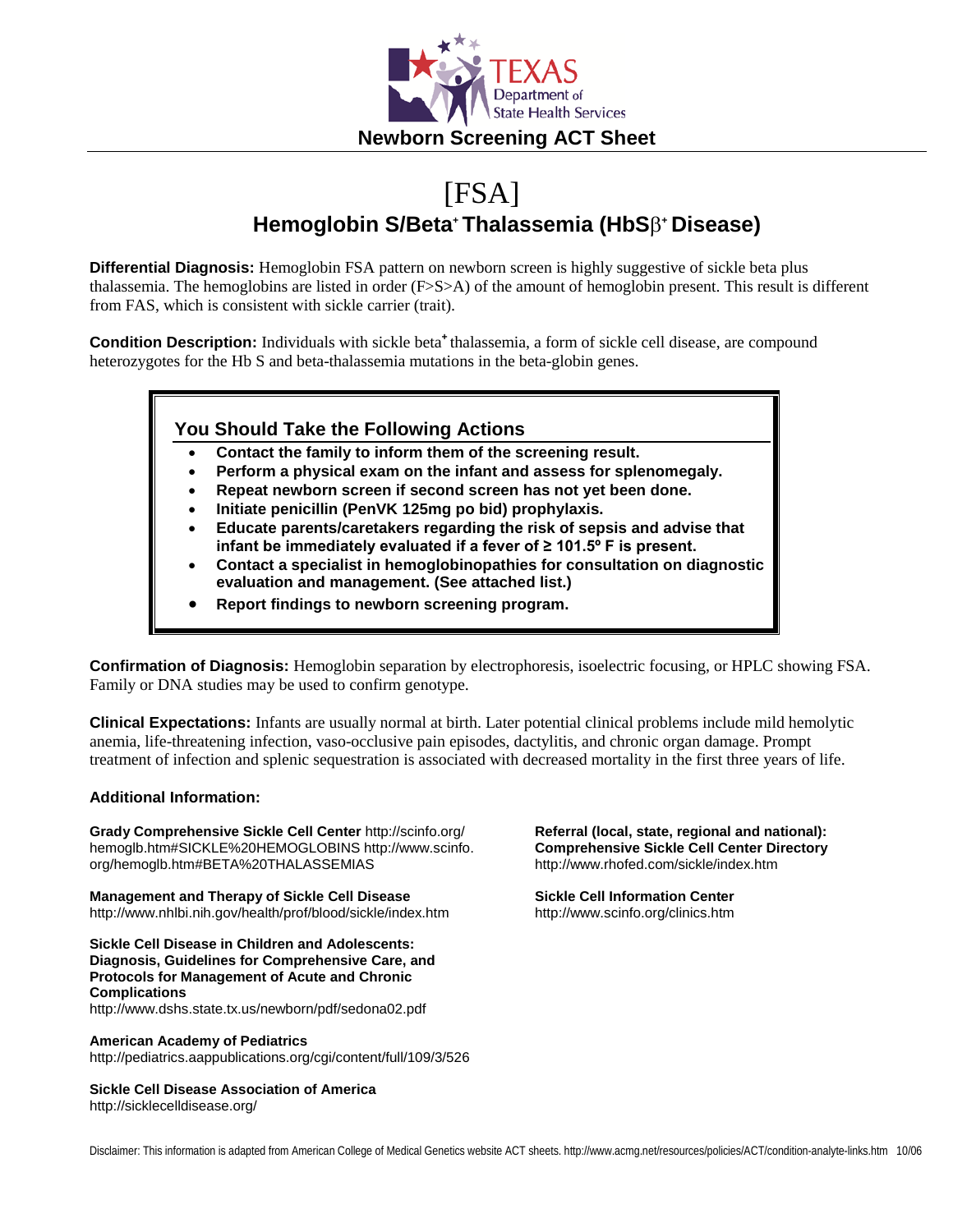TEXAS Department of State Health Services

**Newborn Screening ACT Sheet**

# [FSA]

## Hemoglobin S/Beta$^{+}$ Thalassemia (HbS$\beta^{+}$ Disease)

**Differential Diagnosis:** Hemoglobin FSA pattern on newborn screen is highly suggestive of sickle beta plus thalassemia. The hemoglobins are listed in order (F>S>A) of the amount of hemoglobin present. This result is different from FAS, which is consistent with sickle carrier (trait).

**Condition Description:** Individuals with sickle beta$^{+}$ thalassemia, a form of sickle cell disease, are compound heterozygotes for the Hb S and beta-thalassemia mutations in the beta-globin genes.

### You Should Take the Following Actions

- **Contact the family to inform them of the screening result.**
- **Perform a physical exam on the infant and assess for splenomegaly.**
- **Repeat newborn screen if second screen has not yet been done.**
- **Initiate penicillin (PenVK 125mg po bid) prophylaxis.**
- **Educate parents/caretakers regarding the risk of sepsis and advise that infant be immediately evaluated if a fever of ≥ 101.5º F is present.**
- **Contact a specialist in hemoglobinopathies for consultation on diagnostic evaluation and management. (See attached list.)**
- **Report findings to newborn screening program.**

**Confirmation of Diagnosis:** Hemoglobin separation by electrophoresis, isoelectric focusing, or HPLC showing FSA. Family or DNA studies may be used to confirm genotype.

**Clinical Expectations:** Infants are usually normal at birth. Later potential clinical problems include mild hemolytic anemia, life-threatening infection, vaso-occlusive pain episodes, dactylitis, and chronic organ damage. Prompt treatment of infection and splenic sequestration is associated with decreased mortality in the first three years of life.

**Additional Information:**

**Grady Comprehensive Sickle Cell Center** http://scinfo.org/hemoglb.htm#SICKLE%20HEMOGLOBINS http://www.scinfo.org/hemoglb.htm#BETA%20THALASSEMIAS

**Management and Therapy of Sickle Cell Disease**
http://www.nhlbi.nih.gov/health/prof/blood/sickle/index.htm

**Sickle Cell Disease in Children and Adolescents: Diagnosis, Guidelines for Comprehensive Care, and Protocols for Management of Acute and Chronic Complications**
http://www.dshs.state.tx.us/newborn/pdf/sedona02.pdf

**American Academy of Pediatrics**
http://pediatrics.aappublications.org/cgi/content/full/109/3/526

**Sickle Cell Disease Association of America**
http://sicklecelldisease.org/

**Referral (local, state, regional and national): Comprehensive Sickle Cell Center Directory**
http://www.rhofed.com/sickle/index.htm

**Sickle Cell Information Center**
http://www.scinfo.org/clinics.htm

Disclaimer: This information is adapted from American College of Medical Genetics website ACT sheets. http://www.acmg.net/resources/policies/ACT/condition-analyte-links.htm 10/06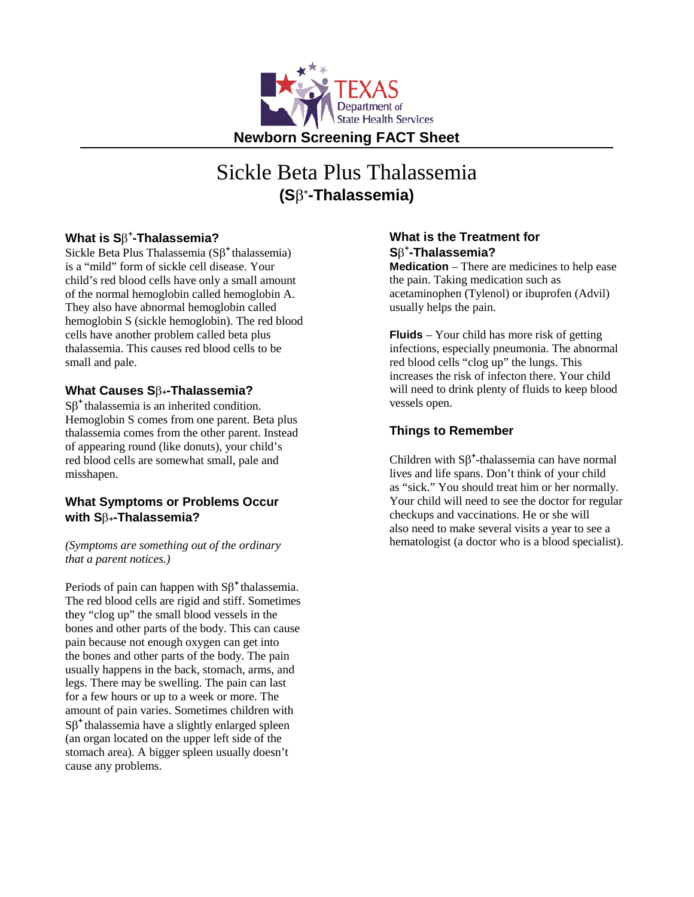Newborn Screening FACT Sheet

# Sickle Beta Plus Thalassemia

## ($S\beta^{+}$-Thalassemia)

### What is $S\beta^{+}$-Thalassemia?

Sickle Beta Plus Thalassemia ($S\beta^{+}$ thalassemia) is a "mild" form of sickle cell disease. Your child's red blood cells have only a small amount of the normal hemoglobin called hemoglobin A. They also have abnormal hemoglobin called hemoglobin S (sickle hemoglobin). The red blood cells have another problem called beta plus thalassemia. This causes red blood cells to be small and pale.

### What Causes $S\beta^{+}$-Thalassemia?

$S\beta^{+}$ thalassemia is an inherited condition. Hemoglobin S comes from one parent. Beta plus thalassemia comes from the other parent. Instead of appearing round (like donuts), your child's red blood cells are somewhat small, pale and misshapen.

### What Symptoms or Problems Occur with $S\beta^{+}$-Thalassemia?

*(Symptoms are something out of the ordinary that a parent notices.)*

Periods of pain can happen with $S\beta^{+}$ thalassemia. The red blood cells are rigid and stiff. Sometimes they "clog up" the small blood vessels in the bones and other parts of the body. This can cause pain because not enough oxygen can get into the bones and other parts of the body. The pain usually happens in the back, stomach, arms, and legs. There may be swelling. The pain can last for a few hours or up to a week or more. The amount of pain varies. Sometimes children with $S\beta^{+}$ thalassemia have a slightly enlarged spleen (an organ located on the upper left side of the stomach area). A bigger spleen usually doesn't cause any problems.

### What is the Treatment for $S\beta^{+}$-Thalassemia?

**Medication** – There are medicines to help ease the pain. Taking medication such as acetaminophen (Tylenol) or ibuprofen (Advil) usually helps the pain.

**Fluids** – Your child has more risk of getting infections, especially pneumonia. The abnormal red blood cells "clog up" the lungs. This increases the risk of infecton there. Your child will need to drink plenty of fluids to keep blood vessels open.

### Things to Remember

Children with $S\beta^{+}$-thalassemia can have normal lives and life spans. Don't think of your child as "sick." You should treat him or her normally. Your child will need to see the doctor for regular checkups and vaccinations. He or she will also need to make several visits a year to see a hematologist (a doctor who is a blood specialist).